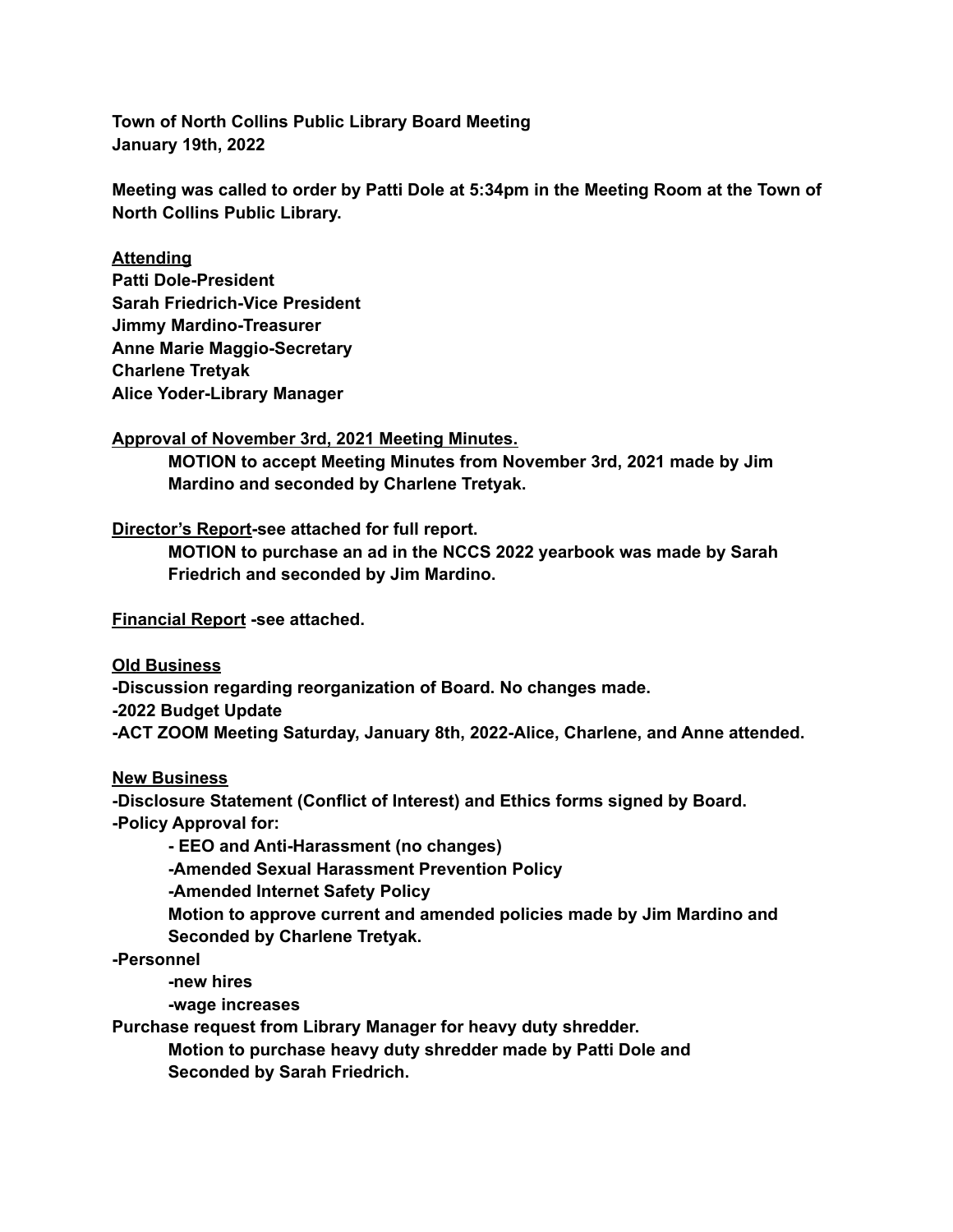**Town of North Collins Public Library Board Meeting**
**January 19th, 2022**

**Meeting was called to order by Patti Dole at 5:34pm in the Meeting Room at the Town of North Collins Public Library.**

**Attending**
**Patti Dole-President**
**Sarah Friedrich-Vice President**
**Jimmy Mardino-Treasurer**
**Anne Marie Maggio-Secretary**
**Charlene Tretyak**
**Alice Yoder-Library Manager**

**Approval of November 3rd, 2021 Meeting Minutes.**

> **MOTION to accept Meeting Minutes from November 3rd, 2021 made by Jim Mardino and seconded by Charlene Tretyak.**

**Director's Report-see attached for full report.**

> **MOTION to purchase an ad in the NCCS 2022 yearbook was made by Sarah Friedrich and seconded by Jim Mardino.**

**Financial Report -see attached.**

**Old Business**
**-Discussion regarding reorganization of Board. No changes made.**
**-2022 Budget Update**
**-ACT ZOOM Meeting Saturday, January 8th, 2022-Alice, Charlene, and Anne attended.**

**New Business**
**-Disclosure Statement (Conflict of Interest) and Ethics forms signed by Board.**
**-Policy Approval for:**

> **- EEO and Anti-Harassment (no changes)**
> **-Amended Sexual Harassment Prevention Policy**
> **-Amended Internet Safety Policy**
> **Motion to approve current and amended policies made by Jim Mardino and Seconded by Charlene Tretyak.**

**-Personnel**

> **-new hires**
> **-wage increases**

**Purchase request from Library Manager for heavy duty shredder.**

> **Motion to purchase heavy duty shredder made by Patti Dole and Seconded by Sarah Friedrich.**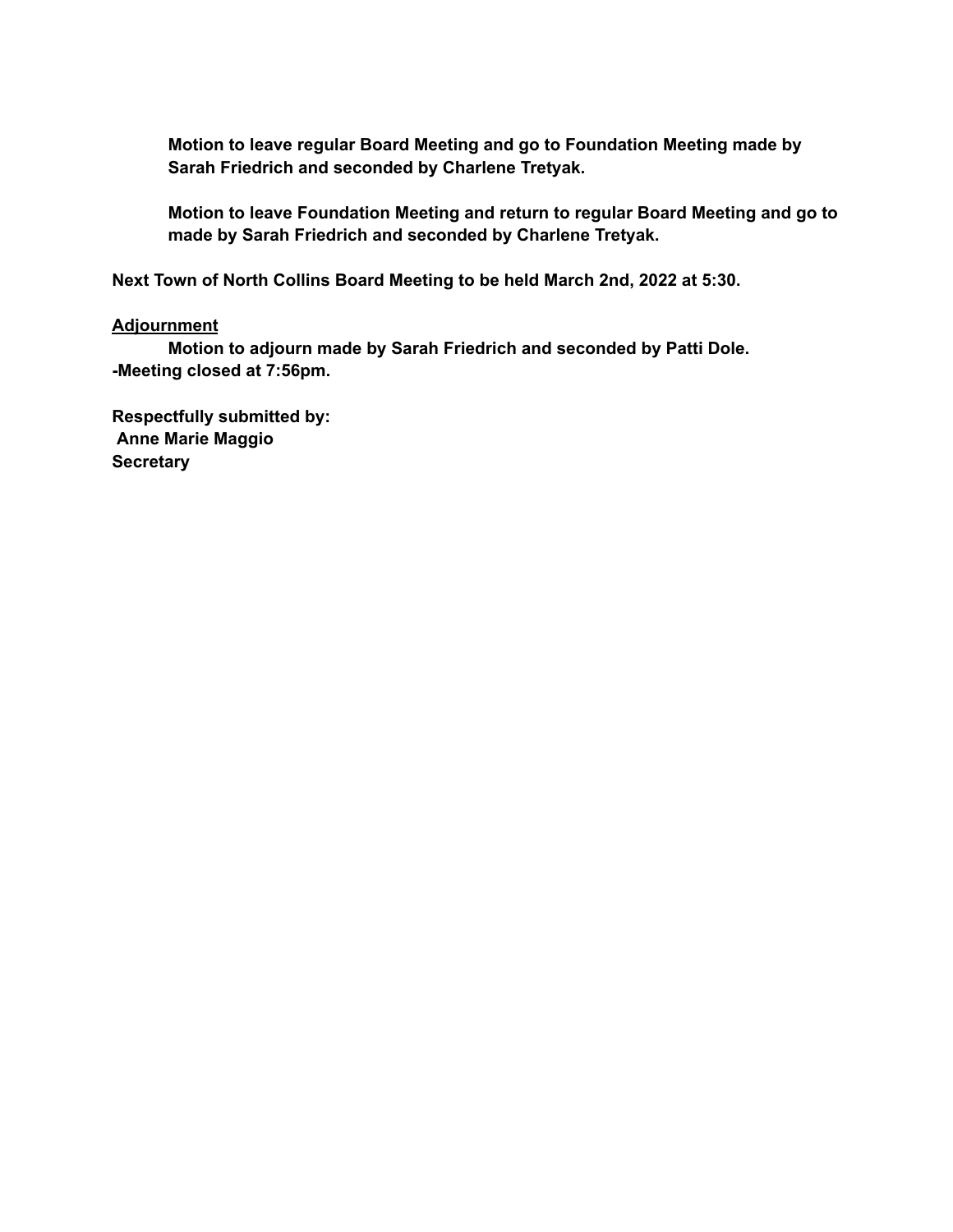**Motion to leave regular Board Meeting and go to Foundation Meeting made by Sarah Friedrich and seconded by Charlene Tretyak.**

**Motion to leave Foundation Meeting and return to regular Board Meeting and go to made by Sarah Friedrich and seconded by Charlene Tretyak.**

**Next Town of North Collins Board Meeting to be held March 2nd, 2022 at 5:30.**

**<u>Adjournment</u>**

**Motion to adjourn made by Sarah Friedrich and seconded by Patti Dole.**
**-Meeting closed at 7:56pm.**

**Respectfully submitted by:**
**Anne Marie Maggio**
**Secretary**